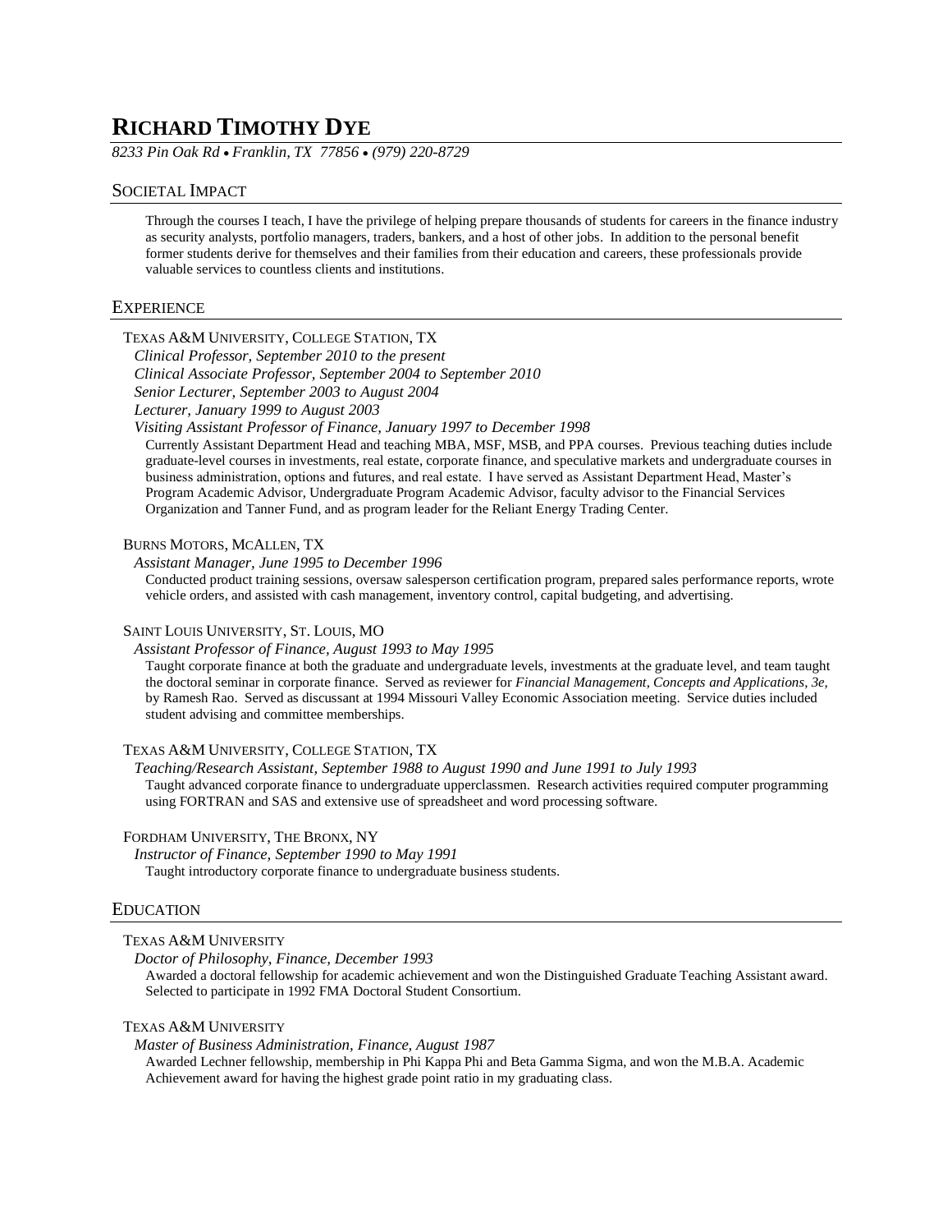# RICHARD TIMOTHY DYE

*8233 Pin Oak Rd • Franklin, TX 77856 • (979) 220-8729*

## SOCIETAL IMPACT

Through the courses I teach, I have the privilege of helping prepare thousands of students for careers in the finance industry as security analysts, portfolio managers, traders, bankers, and a host of other jobs. In addition to the personal benefit former students derive for themselves and their families from their education and careers, these professionals provide valuable services to countless clients and institutions.

## EXPERIENCE

TEXAS A&M UNIVERSITY, COLLEGE STATION, TX

*Clinical Professor, September 2010 to the present*
*Clinical Associate Professor, September 2004 to September 2010*
*Senior Lecturer, September 2003 to August 2004*
*Lecturer, January 1999 to August 2003*
*Visiting Assistant Professor of Finance, January 1997 to December 1998*

Currently Assistant Department Head and teaching MBA, MSF, MSB, and PPA courses. Previous teaching duties include graduate-level courses in investments, real estate, corporate finance, and speculative markets and undergraduate courses in business administration, options and futures, and real estate. I have served as Assistant Department Head, Master's Program Academic Advisor, Undergraduate Program Academic Advisor, faculty advisor to the Financial Services Organization and Tanner Fund, and as program leader for the Reliant Energy Trading Center.

BURNS MOTORS, MCALLEN, TX

*Assistant Manager, June 1995 to December 1996*

Conducted product training sessions, oversaw salesperson certification program, prepared sales performance reports, wrote vehicle orders, and assisted with cash management, inventory control, capital budgeting, and advertising.

SAINT LOUIS UNIVERSITY, ST. LOUIS, MO

*Assistant Professor of Finance, August 1993 to May 1995*

Taught corporate finance at both the graduate and undergraduate levels, investments at the graduate level, and team taught the doctoral seminar in corporate finance. Served as reviewer for *Financial Management, Concepts and Applications, 3e,* by Ramesh Rao. Served as discussant at 1994 Missouri Valley Economic Association meeting. Service duties included student advising and committee memberships.

TEXAS A&M UNIVERSITY, COLLEGE STATION, TX

*Teaching/Research Assistant, September 1988 to August 1990 and June 1991 to July 1993*

Taught advanced corporate finance to undergraduate upperclassmen. Research activities required computer programming using FORTRAN and SAS and extensive use of spreadsheet and word processing software.

FORDHAM UNIVERSITY, THE BRONX, NY

*Instructor of Finance, September 1990 to May 1991*

Taught introductory corporate finance to undergraduate business students.

## EDUCATION

TEXAS A&M UNIVERSITY

*Doctor of Philosophy, Finance, December 1993*

Awarded a doctoral fellowship for academic achievement and won the Distinguished Graduate Teaching Assistant award. Selected to participate in 1992 FMA Doctoral Student Consortium.

TEXAS A&M UNIVERSITY

*Master of Business Administration, Finance, August 1987*

Awarded Lechner fellowship, membership in Phi Kappa Phi and Beta Gamma Sigma, and won the M.B.A. Academic Achievement award for having the highest grade point ratio in my graduating class.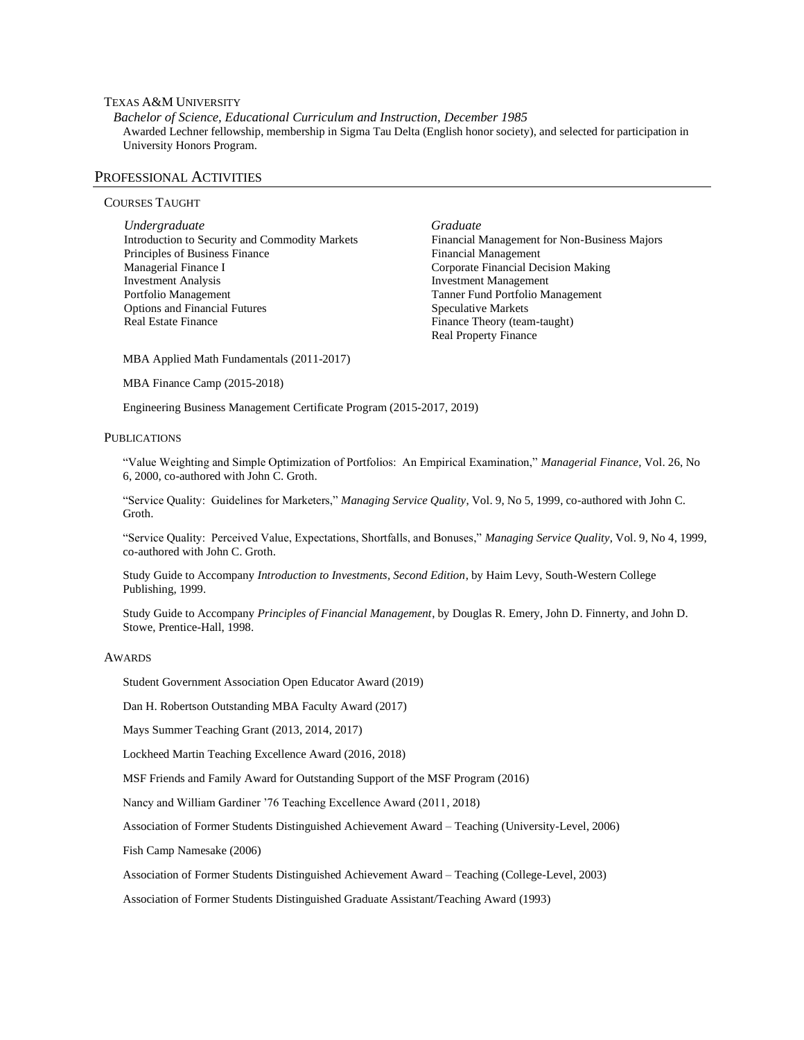Texas A&M University

*Bachelor of Science, Educational Curriculum and Instruction, December 1985*

Awarded Lechner fellowship, membership in Sigma Tau Delta (English honor society), and selected for participation in University Honors Program.

## Professional Activities

### Courses Taught

*Undergraduate*

- Introduction to Security and Commodity Markets
- Principles of Business Finance
- Managerial Finance I
- Investment Analysis
- Portfolio Management
- Options and Financial Futures
- Real Estate Finance

*Graduate*

- Financial Management for Non-Business Majors
- Financial Management
- Corporate Financial Decision Making
- Investment Management
- Tanner Fund Portfolio Management
- Speculative Markets
- Finance Theory (team-taught)
- Real Property Finance

MBA Applied Math Fundamentals (2011-2017)

MBA Finance Camp (2015-2018)

Engineering Business Management Certificate Program (2015-2017, 2019)

### Publications

"Value Weighting and Simple Optimization of Portfolios: An Empirical Examination," *Managerial Finance*, Vol. 26, No 6, 2000, co-authored with John C. Groth.

"Service Quality: Guidelines for Marketers," *Managing Service Quality*, Vol. 9, No 5, 1999, co-authored with John C. Groth.

"Service Quality: Perceived Value, Expectations, Shortfalls, and Bonuses," *Managing Service Quality*, Vol. 9, No 4, 1999, co-authored with John C. Groth.

Study Guide to Accompany *Introduction to Investments, Second Edition*, by Haim Levy, South-Western College Publishing, 1999.

Study Guide to Accompany *Principles of Financial Management*, by Douglas R. Emery, John D. Finnerty, and John D. Stowe, Prentice-Hall, 1998.

### Awards

Student Government Association Open Educator Award (2019)

Dan H. Robertson Outstanding MBA Faculty Award (2017)

Mays Summer Teaching Grant (2013, 2014, 2017)

Lockheed Martin Teaching Excellence Award (2016, 2018)

MSF Friends and Family Award for Outstanding Support of the MSF Program (2016)

Nancy and William Gardiner '76 Teaching Excellence Award (2011, 2018)

Association of Former Students Distinguished Achievement Award – Teaching (University-Level, 2006)

Fish Camp Namesake (2006)

Association of Former Students Distinguished Achievement Award – Teaching (College-Level, 2003)

Association of Former Students Distinguished Graduate Assistant/Teaching Award (1993)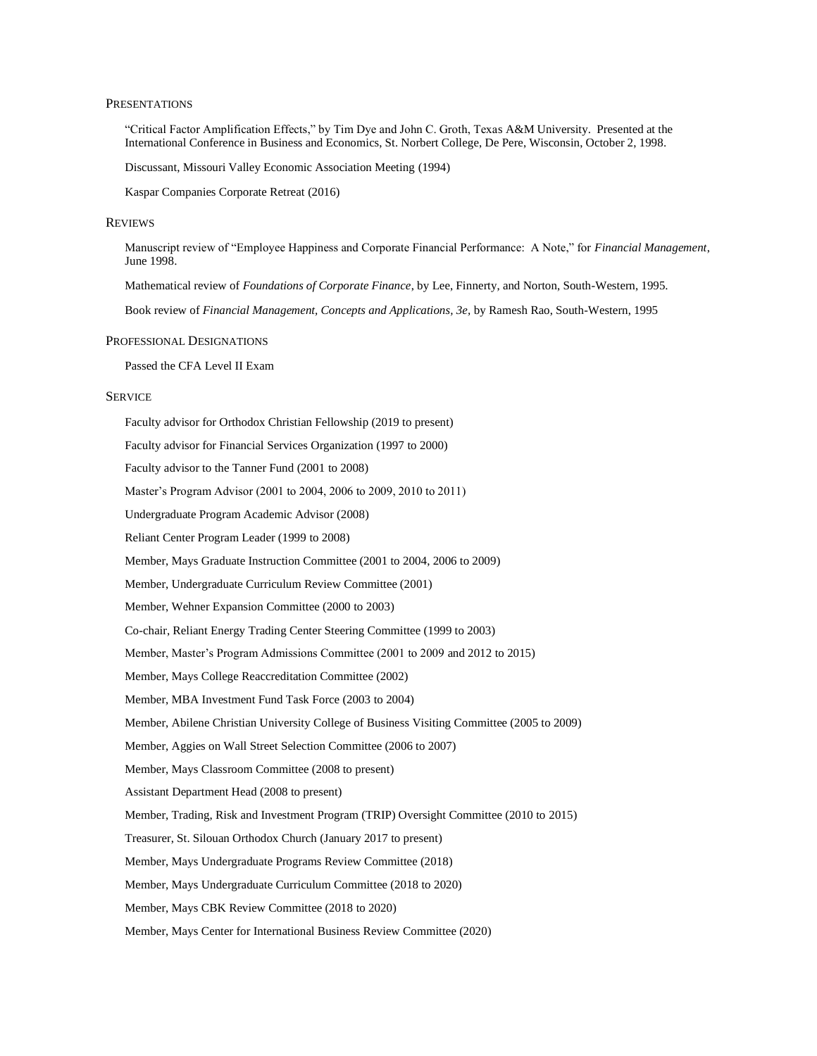## Presentations

"Critical Factor Amplification Effects," by Tim Dye and John C. Groth, Texas A&M University. Presented at the International Conference in Business and Economics, St. Norbert College, De Pere, Wisconsin, October 2, 1998.

Discussant, Missouri Valley Economic Association Meeting (1994)

Kaspar Companies Corporate Retreat (2016)

## Reviews

Manuscript review of "Employee Happiness and Corporate Financial Performance: A Note," for *Financial Management*, June 1998.

Mathematical review of *Foundations of Corporate Finance*, by Lee, Finnerty, and Norton, South-Western, 1995.

Book review of *Financial Management, Concepts and Applications, 3e*, by Ramesh Rao, South-Western, 1995

## Professional Designations

Passed the CFA Level II Exam

## Service

Faculty advisor for Orthodox Christian Fellowship (2019 to present)

Faculty advisor for Financial Services Organization (1997 to 2000)

Faculty advisor to the Tanner Fund (2001 to 2008)

Master's Program Advisor (2001 to 2004, 2006 to 2009, 2010 to 2011)

Undergraduate Program Academic Advisor (2008)

Reliant Center Program Leader (1999 to 2008)

Member, Mays Graduate Instruction Committee (2001 to 2004, 2006 to 2009)

Member, Undergraduate Curriculum Review Committee (2001)

Member, Wehner Expansion Committee (2000 to 2003)

Co-chair, Reliant Energy Trading Center Steering Committee (1999 to 2003)

Member, Master's Program Admissions Committee (2001 to 2009 and 2012 to 2015)

Member, Mays College Reaccreditation Committee (2002)

Member, MBA Investment Fund Task Force (2003 to 2004)

Member, Abilene Christian University College of Business Visiting Committee (2005 to 2009)

Member, Aggies on Wall Street Selection Committee (2006 to 2007)

Member, Mays Classroom Committee (2008 to present)

Assistant Department Head (2008 to present)

Member, Trading, Risk and Investment Program (TRIP) Oversight Committee (2010 to 2015)

Treasurer, St. Silouan Orthodox Church (January 2017 to present)

Member, Mays Undergraduate Programs Review Committee (2018)

Member, Mays Undergraduate Curriculum Committee (2018 to 2020)

Member, Mays CBK Review Committee (2018 to 2020)

Member, Mays Center for International Business Review Committee (2020)